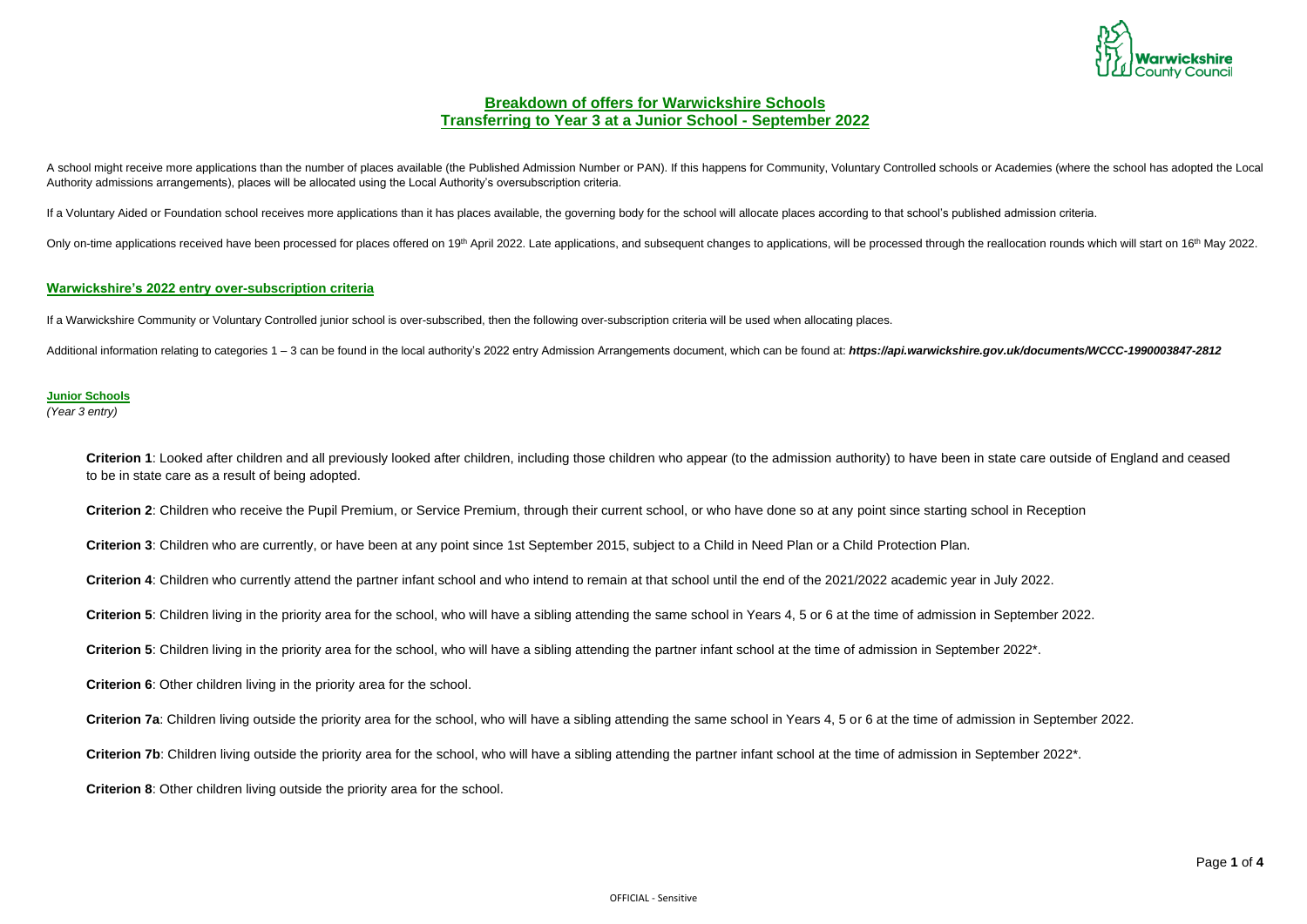# Breakdown of offers for Warwickshire Schools
# Transferring to Year 3 at a Junior School - September 2022

A school might receive more applications than the number of places available (the Published Admission Number or PAN). If this happens for Community, Voluntary Controlled schools or Academies (where the school has adopted the Local Authority admissions arrangements), places will be allocated using the Local Authority's oversubscription criteria.

If a Voluntary Aided or Foundation school receives more applications than it has places available, the governing body for the school will allocate places according to that school's published admission criteria.

Only on-time applications received have been processed for places offered on 19th April 2022. Late applications, and subsequent changes to applications, will be processed through the reallocation rounds which will start on 16th May 2022.

## Warwickshire's 2022 entry over-subscription criteria

If a Warwickshire Community or Voluntary Controlled junior school is over-subscribed, then the following over-subscription criteria will be used when allocating places.

Additional information relating to categories 1 – 3 can be found in the local authority's 2022 entry Admission Arrangements document, which can be found at: ***https://api.warwickshire.gov.uk/documents/WCCC-1990003847-2812***

### Junior Schools

*(Year 3 entry)*

**Criterion 1**: Looked after children and all previously looked after children, including those children who appear (to the admission authority) to have been in state care outside of England and ceased to be in state care as a result of being adopted.

**Criterion 2**: Children who receive the Pupil Premium, or Service Premium, through their current school, or who have done so at any point since starting school in Reception

**Criterion 3**: Children who are currently, or have been at any point since 1st September 2015, subject to a Child in Need Plan or a Child Protection Plan.

**Criterion 4**: Children who currently attend the partner infant school and who intend to remain at that school until the end of the 2021/2022 academic year in July 2022.

**Criterion 5**: Children living in the priority area for the school, who will have a sibling attending the same school in Years 4, 5 or 6 at the time of admission in September 2022.

**Criterion 5**: Children living in the priority area for the school, who will have a sibling attending the partner infant school at the time of admission in September 2022*.

**Criterion 6**: Other children living in the priority area for the school.

**Criterion 7a**: Children living outside the priority area for the school, who will have a sibling attending the same school in Years 4, 5 or 6 at the time of admission in September 2022.

**Criterion 7b**: Children living outside the priority area for the school, who will have a sibling attending the partner infant school at the time of admission in September 2022*.

**Criterion 8**: Other children living outside the priority area for the school.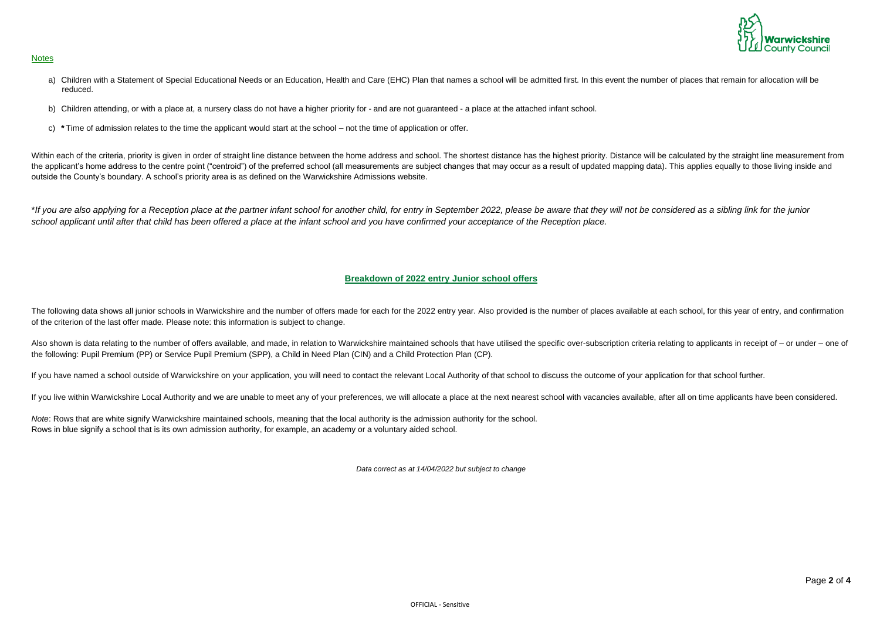Notes

a) Children with a Statement of Special Educational Needs or an Education, Health and Care (EHC) Plan that names a school will be admitted first. In this event the number of places that remain for allocation will be reduced.

b) Children attending, or with a place at, a nursery class do not have a higher priority for - and are not guaranteed - a place at the attached infant school.

c) **\*** Time of admission relates to the time the applicant would start at the school – not the time of application or offer.

Within each of the criteria, priority is given in order of straight line distance between the home address and school. The shortest distance has the highest priority. Distance will be calculated by the straight line measurement from the applicant's home address to the centre point ("centroid") of the preferred school (all measurements are subject changes that may occur as a result of updated mapping data). This applies equally to those living inside and outside the County's boundary. A school's priority area is as defined on the Warwickshire Admissions website.

*\*If you are also applying for a Reception place at the partner infant school for another child, for entry in September 2022, please be aware that they will not be considered as a sibling link for the junior school applicant until after that child has been offered a place at the infant school and you have confirmed your acceptance of the Reception place.*

## Breakdown of 2022 entry Junior school offers

The following data shows all junior schools in Warwickshire and the number of offers made for each for the 2022 entry year. Also provided is the number of places available at each school, for this year of entry, and confirmation of the criterion of the last offer made. Please note: this information is subject to change.

Also shown is data relating to the number of offers available, and made, in relation to Warwickshire maintained schools that have utilised the specific over-subscription criteria relating to applicants in receipt of – or under – one of the following: Pupil Premium (PP) or Service Pupil Premium (SPP), a Child in Need Plan (CIN) and a Child Protection Plan (CP).

If you have named a school outside of Warwickshire on your application, you will need to contact the relevant Local Authority of that school to discuss the outcome of your application for that school further.

If you live within Warwickshire Local Authority and we are unable to meet any of your preferences, we will allocate a place at the next nearest school with vacancies available, after all on time applicants have been considered.

*Note*: Rows that are white signify Warwickshire maintained schools, meaning that the local authority is the admission authority for the school.
Rows in blue signify a school that is its own admission authority, for example, an academy or a voluntary aided school.

*Data correct as at 14/04/2022 but subject to change*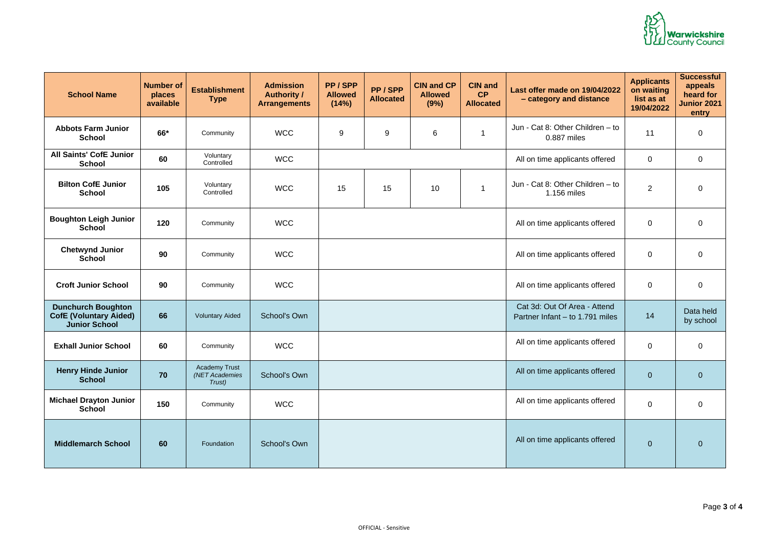| School Name | Number of places available | Establishment Type | Admission Authority / Arrangements | PP / SPP Allowed (14%) | PP / SPP Allocated | CIN and CP Allowed (9%) | CIN and CP Allocated | Last offer made on 19/04/2022 – category and distance | Applicants on waiting list as at 19/04/2022 | Successful appeals heard for Junior 2021 entry |
|---|---|---|---|---|---|---|---|---|---|---|
| **Abbots Farm Junior School** | **66*** | Community | WCC | 9 | 9 | 6 | 1 | Jun - Cat 8: Other Children – to 0.887 miles | 11 | 0 |
| **All Saints' CofE Junior School** | **60** | Voluntary Controlled | WCC | | | | | All on time applicants offered | 0 | 0 |
| **Bilton CofE Junior School** | **105** | Voluntary Controlled | WCC | 15 | 15 | 10 | 1 | Jun - Cat 8: Other Children – to 1.156 miles | 2 | 0 |
| **Boughton Leigh Junior School** | **120** | Community | WCC | | | | | All on time applicants offered | 0 | 0 |
| **Chetwynd Junior School** | **90** | Community | WCC | | | | | All on time applicants offered | 0 | 0 |
| **Croft Junior School** | **90** | Community | WCC | | | | | All on time applicants offered | 0 | 0 |
| **Dunchurch Boughton CofE (Voluntary Aided) Junior School** | **66** | Voluntary Aided | School's Own | | | | | Cat 3d: Out Of Area - Attend Partner Infant – to 1.791 miles | 14 | Data held by school |
| **Exhall Junior School** | **60** | Community | WCC | | | | | All on time applicants offered | 0 | 0 |
| **Henry Hinde Junior School** | **70** | Academy Trust *(NET Academies Trust)* | School's Own | | | | | All on time applicants offered | 0 | 0 |
| **Michael Drayton Junior School** | **150** | Community | WCC | | | | | All on time applicants offered | 0 | 0 |
| **Middlemarch School** | **60** | Foundation | School's Own | | | | | All on time applicants offered | 0 | 0 |

OFFICIAL - Sensitive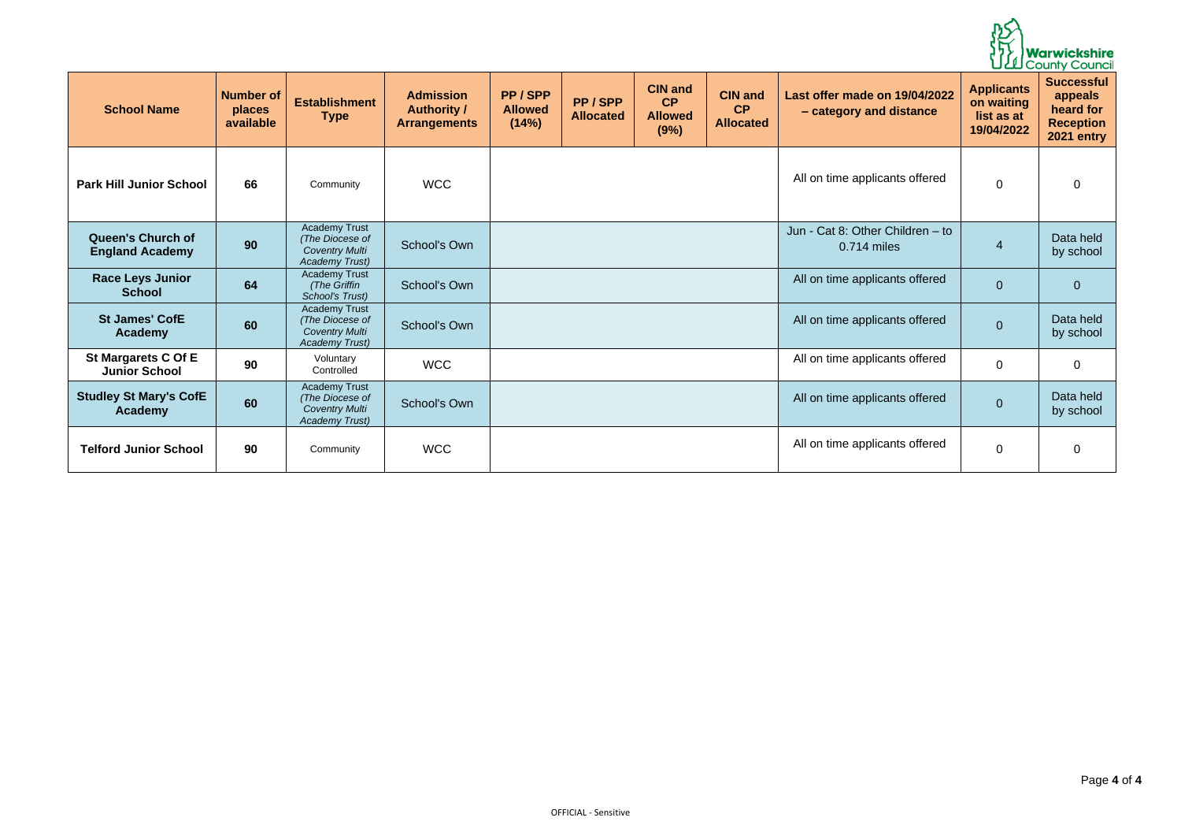| School Name | Number of places available | Establishment Type | Admission Authority / Arrangements | PP / SPP Allowed (14%) | PP / SPP Allocated | CIN and CP Allowed (9%) | CIN and CP Allocated | Last offer made on 19/04/2022 – category and distance | Applicants on waiting list as at 19/04/2022 | Successful appeals heard for Reception 2021 entry |
|---|---|---|---|---|---|---|---|---|---|---|
| **Park Hill Junior School** | **66** | Community | WCC | | | | | All on time applicants offered | 0 | 0 |
| **Queen's Church of England Academy** | **90** | Academy Trust *(The Diocese of Coventry Multi Academy Trust)* | School's Own | | | | | Jun - Cat 8: Other Children – to 0.714 miles | 4 | Data held by school |
| **Race Leys Junior School** | **64** | Academy Trust *(The Griffin School's Trust)* | School's Own | | | | | All on time applicants offered | 0 | 0 |
| **St James' CofE Academy** | **60** | Academy Trust *(The Diocese of Coventry Multi Academy Trust)* | School's Own | | | | | All on time applicants offered | 0 | Data held by school |
| **St Margarets C Of E Junior School** | **90** | Voluntary Controlled | WCC | | | | | All on time applicants offered | 0 | 0 |
| **Studley St Mary's CofE Academy** | **60** | Academy Trust *(The Diocese of Coventry Multi Academy Trust)* | School's Own | | | | | All on time applicants offered | 0 | Data held by school |
| **Telford Junior School** | **90** | Community | WCC | | | | | All on time applicants offered | 0 | 0 |

OFFICIAL - Sensitive